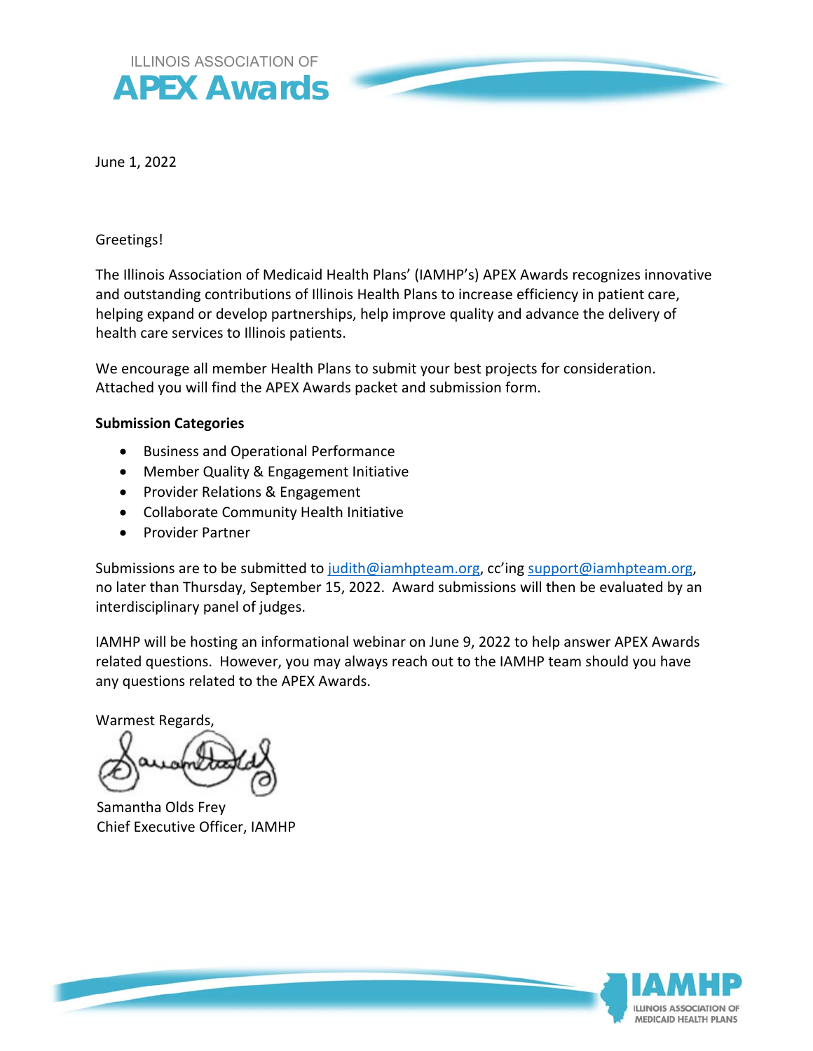ILLINOIS ASSOCIATION OF

# APEX Awards

June 1, 2022

Greetings!

The Illinois Association of Medicaid Health Plans' (IAMHP's) APEX Awards recognizes innovative and outstanding contributions of Illinois Health Plans to increase efficiency in patient care, helping expand or develop partnerships, help improve quality and advance the delivery of health care services to Illinois patients.

We encourage all member Health Plans to submit your best projects for consideration. Attached you will find the APEX Awards packet and submission form.

**Submission Categories**

- Business and Operational Performance
- Member Quality & Engagement Initiative
- Provider Relations & Engagement
- Collaborate Community Health Initiative
- Provider Partner

Submissions are to be submitted to judith@iamhpteam.org, cc'ing support@iamhpteam.org, no later than Thursday, September 15, 2022. Award submissions will then be evaluated by an interdisciplinary panel of judges.

IAMHP will be hosting an informational webinar on June 9, 2022 to help answer APEX Awards related questions. However, you may always reach out to the IAMHP team should you have any questions related to the APEX Awards.

Warmest Regards,

Samantha Olds Frey
Chief Executive Officer, IAMHP

IAMHP
ILLINOIS ASSOCIATION OF MEDICAID HEALTH PLANS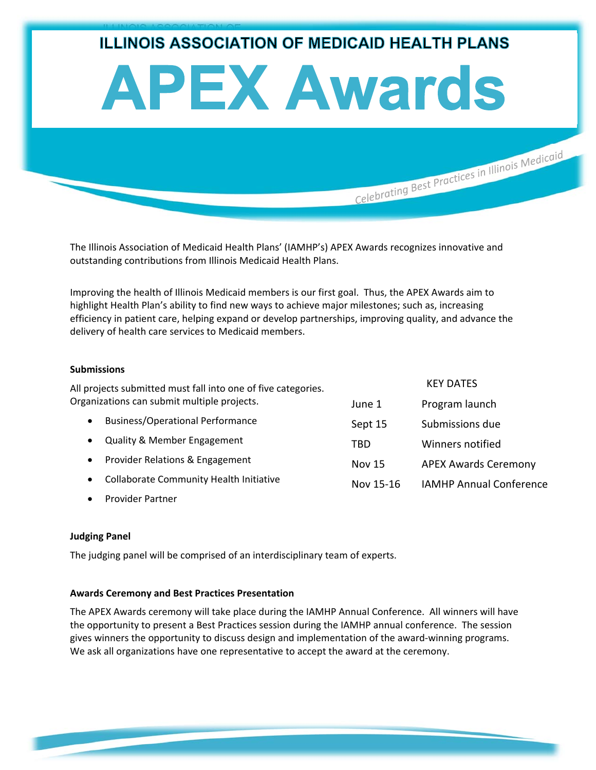# ILLINOIS ASSOCIATION OF MEDICAID HEALTH PLANS

# APEX Awards

*Celebrating Best Practices in Illinois Medicaid*

The Illinois Association of Medicaid Health Plans' (IAMHP's) APEX Awards recognizes innovative and outstanding contributions from Illinois Medicaid Health Plans.

Improving the health of Illinois Medicaid members is our first goal. Thus, the APEX Awards aim to highlight Health Plan's ability to find new ways to achieve major milestones; such as, increasing efficiency in patient care, helping expand or develop partnerships, improving quality, and advance the delivery of health care services to Medicaid members.

**Submissions**

All projects submitted must fall into one of five categories. Organizations can submit multiple projects.

- Business/Operational Performance
- Quality & Member Engagement
- Provider Relations & Engagement
- Collaborate Community Health Initiative
- Provider Partner

KEY DATES

| | |
|---|---|
| June 1 | Program launch |
| Sept 15 | Submissions due |
| TBD | Winners notified |
| Nov 15 | APEX Awards Ceremony |
| Nov 15-16 | IAMHP Annual Conference |

**Judging Panel**

The judging panel will be comprised of an interdisciplinary team of experts.

**Awards Ceremony and Best Practices Presentation**

The APEX Awards ceremony will take place during the IAMHP Annual Conference. All winners will have the opportunity to present a Best Practices session during the IAMHP annual conference. The session gives winners the opportunity to discuss design and implementation of the award-winning programs. We ask all organizations have one representative to accept the award at the ceremony.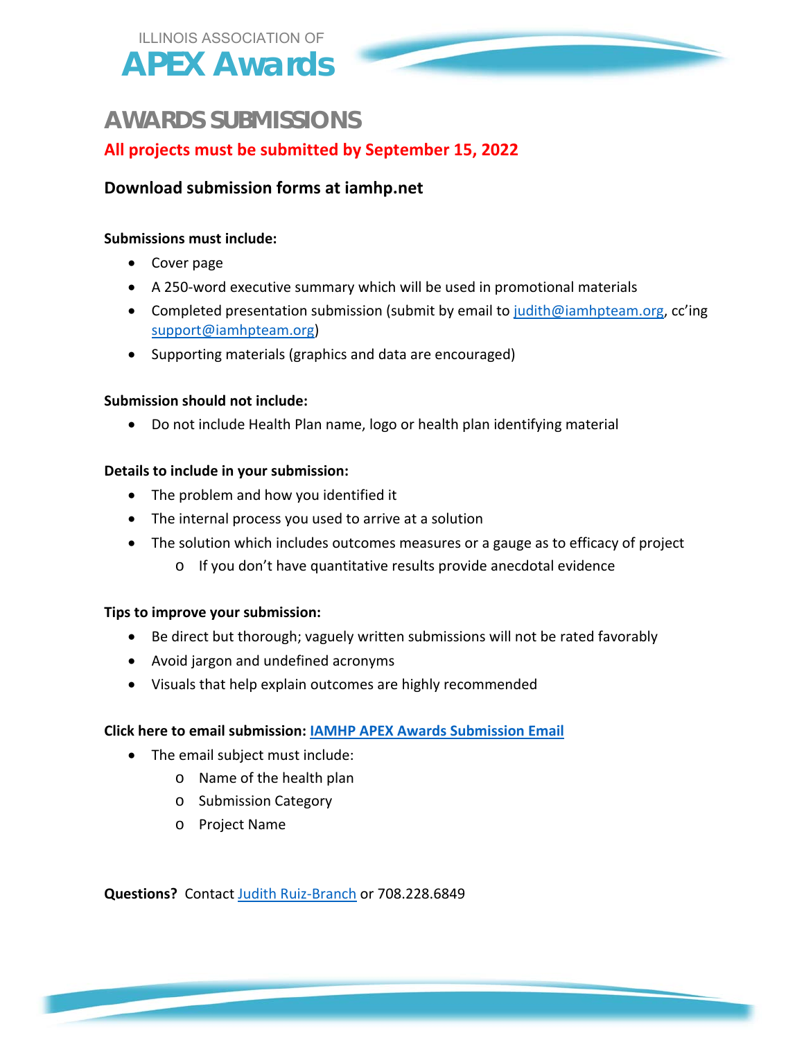ILLINOIS ASSOCIATION OF

# APEX Awards

## AWARDS SUBMISSIONS

**All projects must be submitted by September 15, 2022**

### Download submission forms at iamhp.net

**Submissions must include:**

- Cover page
- A 250-word executive summary which will be used in promotional materials
- Completed presentation submission (submit by email to judith@iamhpteam.org, cc'ing support@iamhpteam.org)
- Supporting materials (graphics and data are encouraged)

**Submission should not include:**

- Do not include Health Plan name, logo or health plan identifying material

**Details to include in your submission:**

- The problem and how you identified it
- The internal process you used to arrive at a solution
- The solution which includes outcomes measures or a gauge as to efficacy of project
  - If you don't have quantitative results provide anecdotal evidence

**Tips to improve your submission:**

- Be direct but thorough; vaguely written submissions will not be rated favorably
- Avoid jargon and undefined acronyms
- Visuals that help explain outcomes are highly recommended

**Click here to email submission: IAMHP APEX Awards Submission Email**

- The email subject must include:
  - Name of the health plan
  - Submission Category
  - Project Name

**Questions?** Contact Judith Ruiz-Branch or 708.228.6849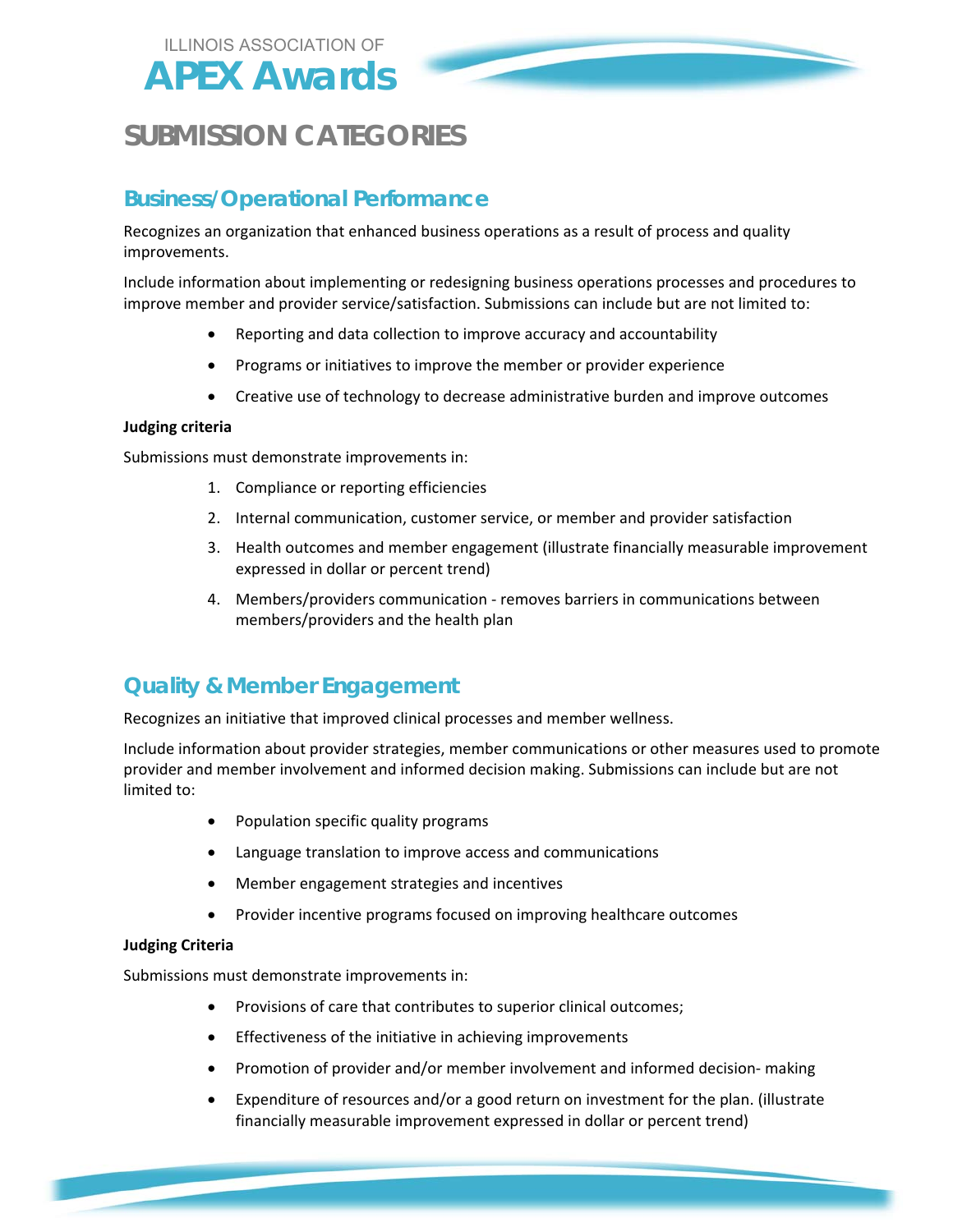ILLINOIS ASSOCIATION OF
**APEX Awards**

# SUBMISSION CATEGORIES

## Business/Operational Performance

Recognizes an organization that enhanced business operations as a result of process and quality improvements.

Include information about implementing or redesigning business operations processes and procedures to improve member and provider service/satisfaction. Submissions can include but are not limited to:

- Reporting and data collection to improve accuracy and accountability
- Programs or initiatives to improve the member or provider experience
- Creative use of technology to decrease administrative burden and improve outcomes

**Judging criteria**

Submissions must demonstrate improvements in:

1. Compliance or reporting efficiencies
2. Internal communication, customer service, or member and provider satisfaction
3. Health outcomes and member engagement (illustrate financially measurable improvement expressed in dollar or percent trend)
4. Members/providers communication - removes barriers in communications between members/providers and the health plan

## Quality & Member Engagement

Recognizes an initiative that improved clinical processes and member wellness.

Include information about provider strategies, member communications or other measures used to promote provider and member involvement and informed decision making. Submissions can include but are not limited to:

- Population specific quality programs
- Language translation to improve access and communications
- Member engagement strategies and incentives
- Provider incentive programs focused on improving healthcare outcomes

**Judging Criteria**

Submissions must demonstrate improvements in:

- Provisions of care that contributes to superior clinical outcomes;
- Effectiveness of the initiative in achieving improvements
- Promotion of provider and/or member involvement and informed decision- making
- Expenditure of resources and/or a good return on investment for the plan. (illustrate financially measurable improvement expressed in dollar or percent trend)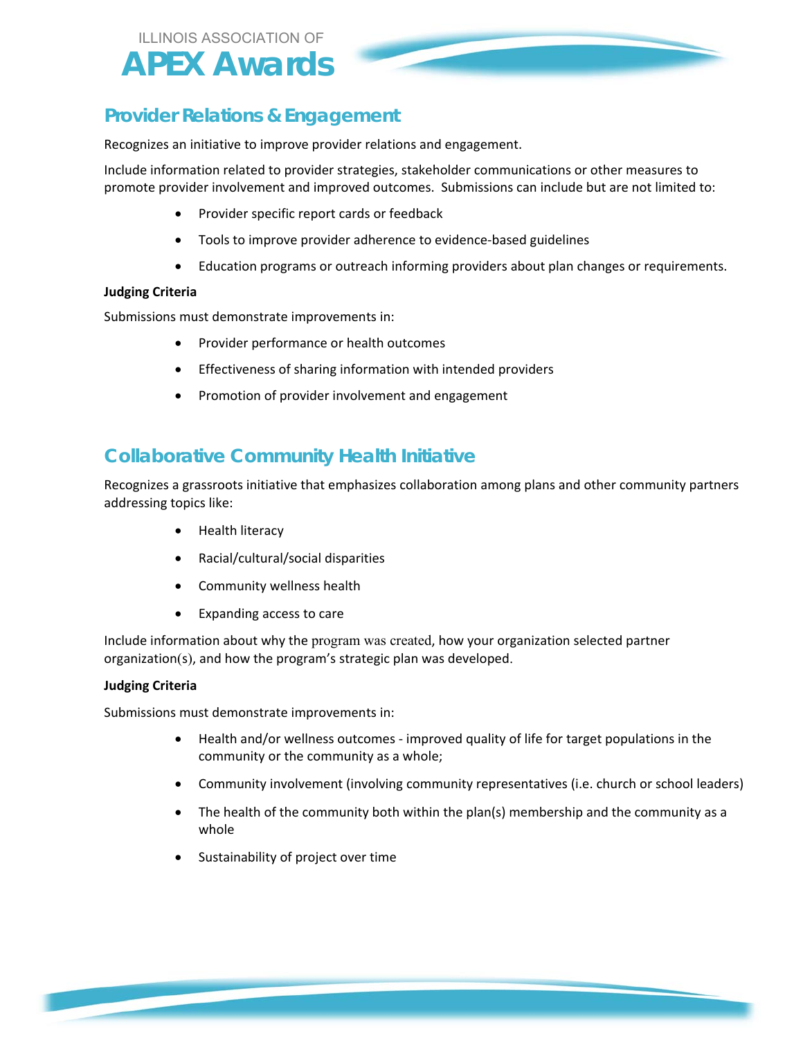## Provider Relations & Engagement

Recognizes an initiative to improve provider relations and engagement.

Include information related to provider strategies, stakeholder communications or other measures to promote provider involvement and improved outcomes. Submissions can include but are not limited to:

- Provider specific report cards or feedback
- Tools to improve provider adherence to evidence-based guidelines
- Education programs or outreach informing providers about plan changes or requirements.

**Judging Criteria**

Submissions must demonstrate improvements in:

- Provider performance or health outcomes
- Effectiveness of sharing information with intended providers
- Promotion of provider involvement and engagement

## Collaborative Community Health Initiative

Recognizes a grassroots initiative that emphasizes collaboration among plans and other community partners addressing topics like:

- Health literacy
- Racial/cultural/social disparities
- Community wellness health
- Expanding access to care

Include information about why the program was created, how your organization selected partner organization(s), and how the program's strategic plan was developed.

**Judging Criteria**

Submissions must demonstrate improvements in:

- Health and/or wellness outcomes - improved quality of life for target populations in the community or the community as a whole;
- Community involvement (involving community representatives (i.e. church or school leaders)
- The health of the community both within the plan(s) membership and the community as a whole
- Sustainability of project over time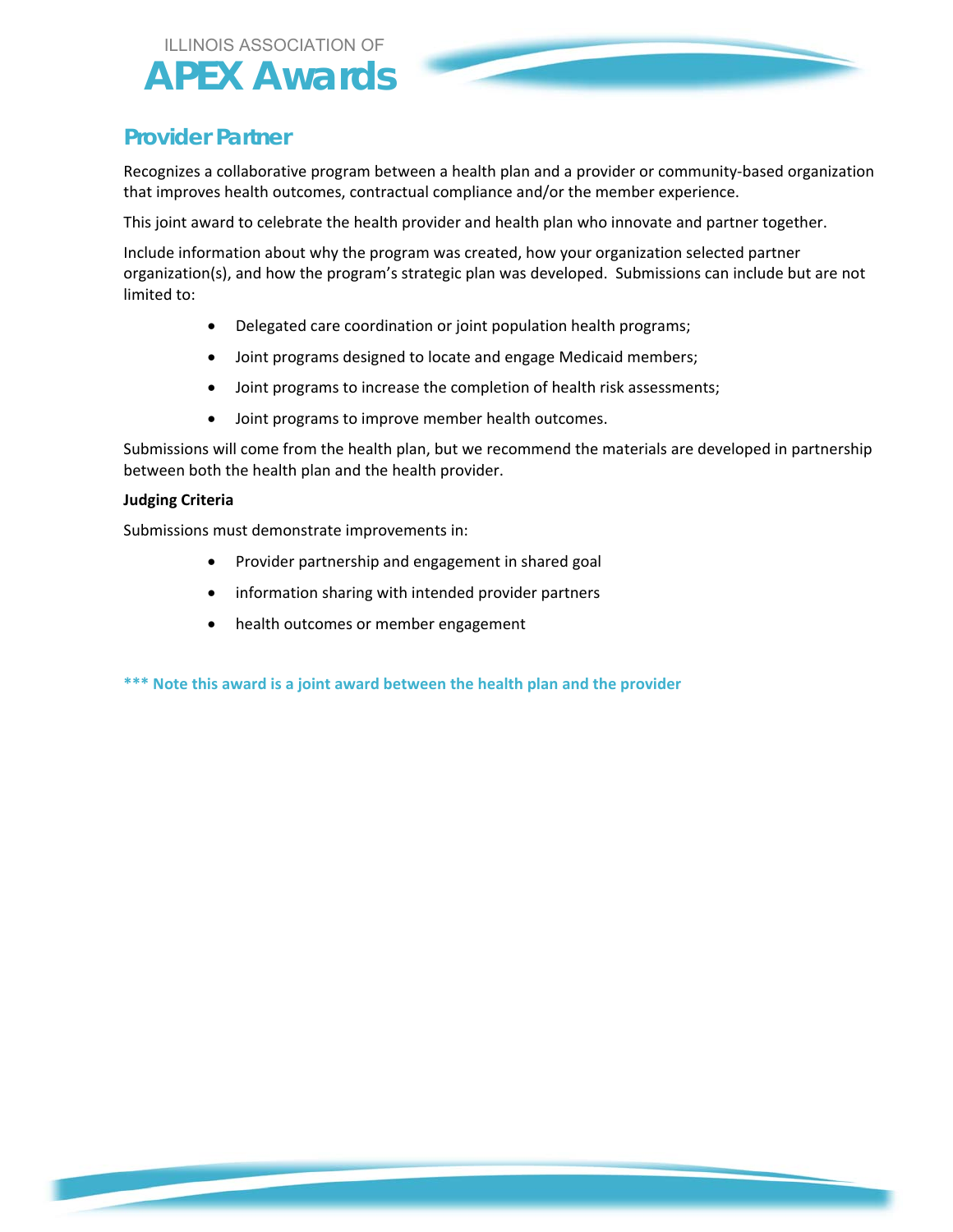# Provider Partner

Recognizes a collaborative program between a health plan and a provider or community-based organization that improves health outcomes, contractual compliance and/or the member experience.

This joint award to celebrate the health provider and health plan who innovate and partner together.

Include information about why the program was created, how your organization selected partner organization(s), and how the program's strategic plan was developed. Submissions can include but are not limited to:

- Delegated care coordination or joint population health programs;
- Joint programs designed to locate and engage Medicaid members;
- Joint programs to increase the completion of health risk assessments;
- Joint programs to improve member health outcomes.

Submissions will come from the health plan, but we recommend the materials are developed in partnership between both the health plan and the health provider.

**Judging Criteria**

Submissions must demonstrate improvements in:

- Provider partnership and engagement in shared goal
- information sharing with intended provider partners
- health outcomes or member engagement

**\*\*\* Note this award is a joint award between the health plan and the provider**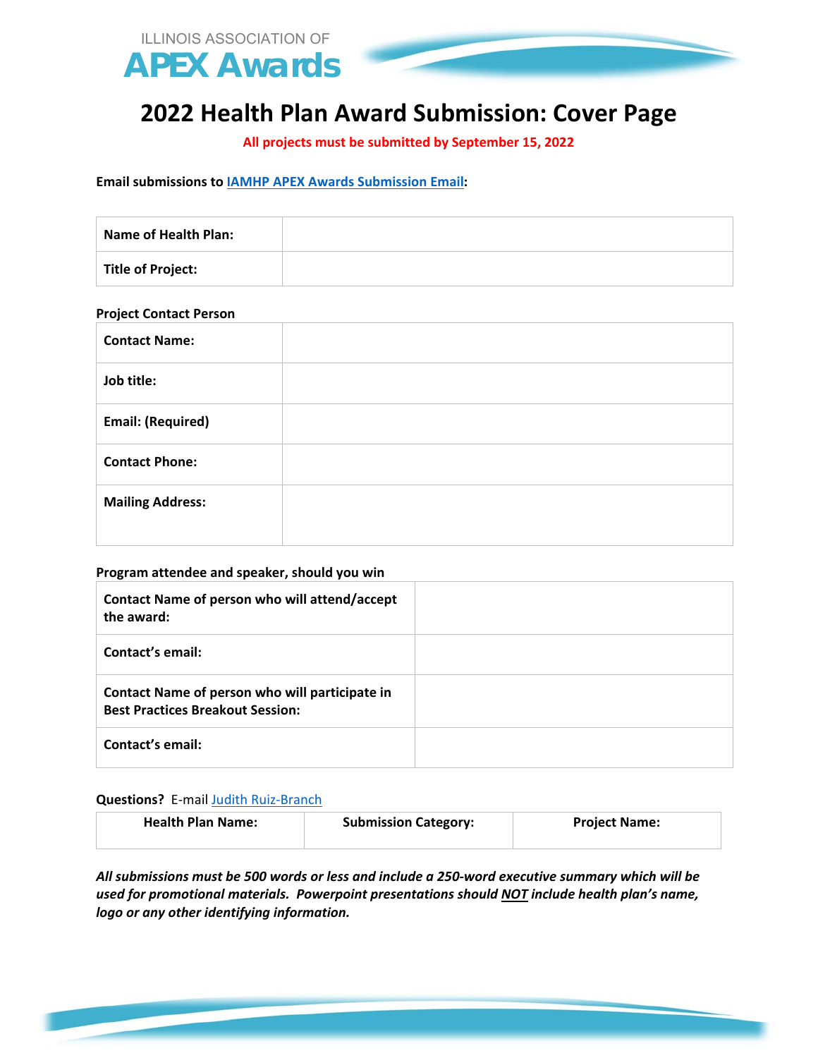ILLINOIS ASSOCIATION OF
**APEX Awards**

# 2022 Health Plan Award Submission: Cover Page

**All projects must be submitted by September 15, 2022**

**Email submissions to IAMHP APEX Awards Submission Email:**

| | |
|---|---|
| **Name of Health Plan:** | |
| **Title of Project:** | |

**Project Contact Person**

| | |
|---|---|
| **Contact Name:** | |
| **Job title:** | |
| **Email: (Required)** | |
| **Contact Phone:** | |
| **Mailing Address:** | |

**Program attendee and speaker, should you win**

| | |
|---|---|
| **Contact Name of person who will attend/accept the award:** | |
| **Contact's email:** | |
| **Contact Name of person who will participate in Best Practices Breakout Session:** | |
| **Contact's email:** | |

**Questions?** E-mail Judith Ruiz-Branch

| Health Plan Name: | Submission Category: | Project Name: |
|---|---|---|
| | | |

***All submissions must be 500 words or less and include a 250-word executive summary which will be used for promotional materials. Powerpoint presentations should NOT include health plan's name, logo or any other identifying information.***